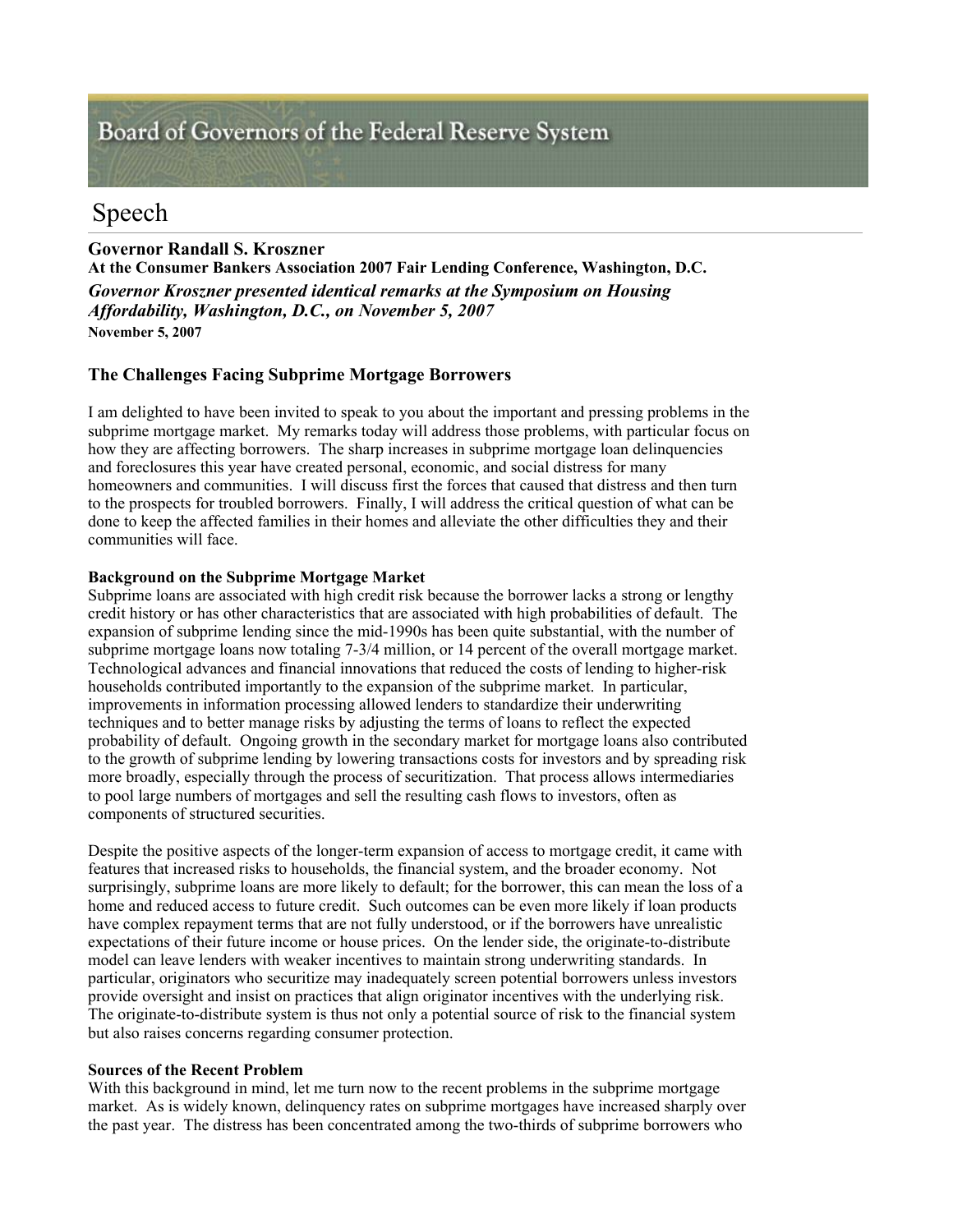Board of Governors of the Federal Reserve System

# Speech

**Governor Randall S. Kroszner**
**At the Consumer Bankers Association 2007 Fair Lending Conference, Washington, D.C.**
***Governor Kroszner presented identical remarks at the Symposium on Housing Affordability, Washington, D.C., on November 5, 2007***
**November 5, 2007**

## The Challenges Facing Subprime Mortgage Borrowers

I am delighted to have been invited to speak to you about the important and pressing problems in the subprime mortgage market. My remarks today will address those problems, with particular focus on how they are affecting borrowers. The sharp increases in subprime mortgage loan delinquencies and foreclosures this year have created personal, economic, and social distress for many homeowners and communities. I will discuss first the forces that caused that distress and then turn to the prospects for troubled borrowers. Finally, I will address the critical question of what can be done to keep the affected families in their homes and alleviate the other difficulties they and their communities will face.

**Background on the Subprime Mortgage Market**
Subprime loans are associated with high credit risk because the borrower lacks a strong or lengthy credit history or has other characteristics that are associated with high probabilities of default. The expansion of subprime lending since the mid-1990s has been quite substantial, with the number of subprime mortgage loans now totaling 7-3/4 million, or 14 percent of the overall mortgage market. Technological advances and financial innovations that reduced the costs of lending to higher-risk households contributed importantly to the expansion of the subprime market. In particular, improvements in information processing allowed lenders to standardize their underwriting techniques and to better manage risks by adjusting the terms of loans to reflect the expected probability of default. Ongoing growth in the secondary market for mortgage loans also contributed to the growth of subprime lending by lowering transactions costs for investors and by spreading risk more broadly, especially through the process of securitization. That process allows intermediaries to pool large numbers of mortgages and sell the resulting cash flows to investors, often as components of structured securities.

Despite the positive aspects of the longer-term expansion of access to mortgage credit, it came with features that increased risks to households, the financial system, and the broader economy. Not surprisingly, subprime loans are more likely to default; for the borrower, this can mean the loss of a home and reduced access to future credit. Such outcomes can be even more likely if loan products have complex repayment terms that are not fully understood, or if the borrowers have unrealistic expectations of their future income or house prices. On the lender side, the originate-to-distribute model can leave lenders with weaker incentives to maintain strong underwriting standards. In particular, originators who securitize may inadequately screen potential borrowers unless investors provide oversight and insist on practices that align originator incentives with the underlying risk. The originate-to-distribute system is thus not only a potential source of risk to the financial system but also raises concerns regarding consumer protection.

**Sources of the Recent Problem**
With this background in mind, let me turn now to the recent problems in the subprime mortgage market. As is widely known, delinquency rates on subprime mortgages have increased sharply over the past year. The distress has been concentrated among the two-thirds of subprime borrowers who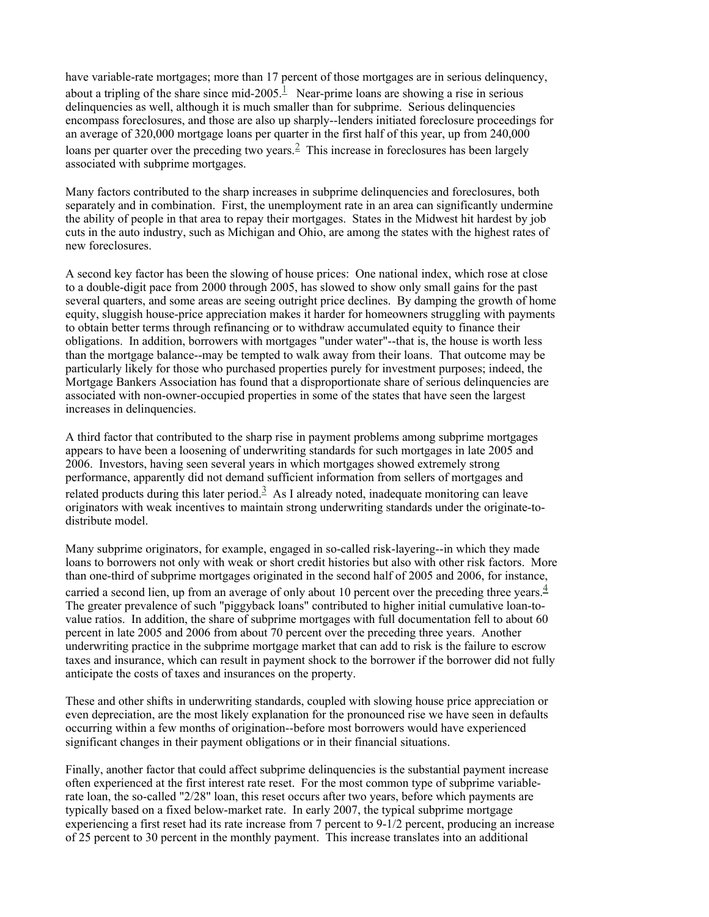have variable-rate mortgages; more than 17 percent of those mortgages are in serious delinquency, about a tripling of the share since mid-2005.[1] Near-prime loans are showing a rise in serious delinquencies as well, although it is much smaller than for subprime. Serious delinquencies encompass foreclosures, and those are also up sharply--lenders initiated foreclosure proceedings for an average of 320,000 mortgage loans per quarter in the first half of this year, up from 240,000 loans per quarter over the preceding two years.[2] This increase in foreclosures has been largely associated with subprime mortgages.

Many factors contributed to the sharp increases in subprime delinquencies and foreclosures, both separately and in combination. First, the unemployment rate in an area can significantly undermine the ability of people in that area to repay their mortgages. States in the Midwest hit hardest by job cuts in the auto industry, such as Michigan and Ohio, are among the states with the highest rates of new foreclosures.

A second key factor has been the slowing of house prices: One national index, which rose at close to a double-digit pace from 2000 through 2005, has slowed to show only small gains for the past several quarters, and some areas are seeing outright price declines. By damping the growth of home equity, sluggish house-price appreciation makes it harder for homeowners struggling with payments to obtain better terms through refinancing or to withdraw accumulated equity to finance their obligations. In addition, borrowers with mortgages "under water"--that is, the house is worth less than the mortgage balance--may be tempted to walk away from their loans. That outcome may be particularly likely for those who purchased properties purely for investment purposes; indeed, the Mortgage Bankers Association has found that a disproportionate share of serious delinquencies are associated with non-owner-occupied properties in some of the states that have seen the largest increases in delinquencies.

A third factor that contributed to the sharp rise in payment problems among subprime mortgages appears to have been a loosening of underwriting standards for such mortgages in late 2005 and 2006. Investors, having seen several years in which mortgages showed extremely strong performance, apparently did not demand sufficient information from sellers of mortgages and related products during this later period.[3] As I already noted, inadequate monitoring can leave originators with weak incentives to maintain strong underwriting standards under the originate-to-distribute model.

Many subprime originators, for example, engaged in so-called risk-layering--in which they made loans to borrowers not only with weak or short credit histories but also with other risk factors. More than one-third of subprime mortgages originated in the second half of 2005 and 2006, for instance, carried a second lien, up from an average of only about 10 percent over the preceding three years.[4] The greater prevalence of such "piggyback loans" contributed to higher initial cumulative loan-to-value ratios. In addition, the share of subprime mortgages with full documentation fell to about 60 percent in late 2005 and 2006 from about 70 percent over the preceding three years. Another underwriting practice in the subprime mortgage market that can add to risk is the failure to escrow taxes and insurance, which can result in payment shock to the borrower if the borrower did not fully anticipate the costs of taxes and insurances on the property.

These and other shifts in underwriting standards, coupled with slowing house price appreciation or even depreciation, are the most likely explanation for the pronounced rise we have seen in defaults occurring within a few months of origination--before most borrowers would have experienced significant changes in their payment obligations or in their financial situations.

Finally, another factor that could affect subprime delinquencies is the substantial payment increase often experienced at the first interest rate reset. For the most common type of subprime variable-rate loan, the so-called "2/28" loan, this reset occurs after two years, before which payments are typically based on a fixed below-market rate. In early 2007, the typical subprime mortgage experiencing a first reset had its rate increase from 7 percent to 9-1/2 percent, producing an increase of 25 percent to 30 percent in the monthly payment. This increase translates into an additional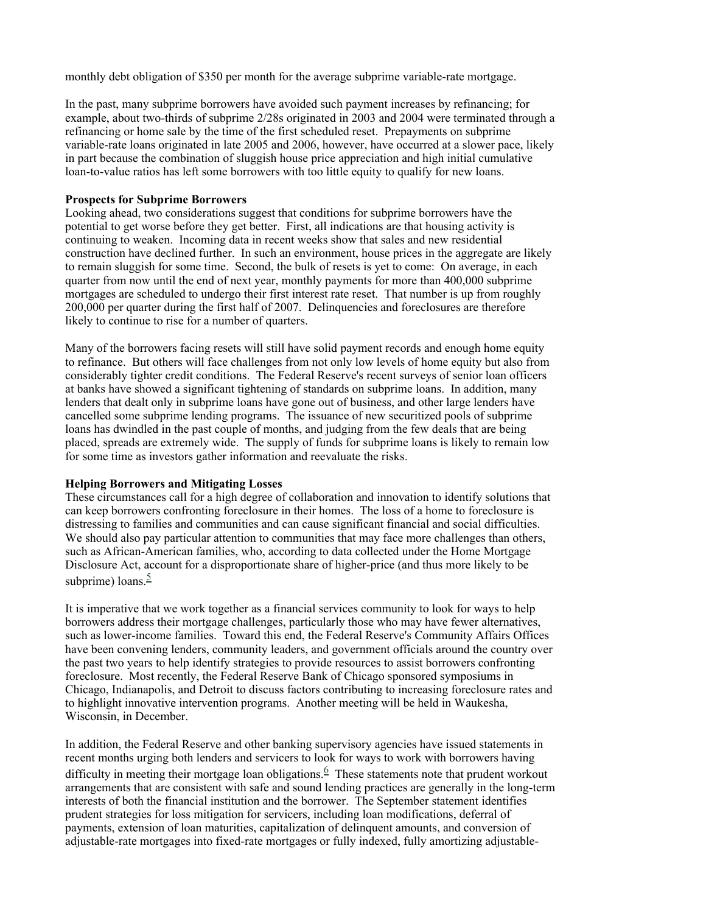monthly debt obligation of $350 per month for the average subprime variable-rate mortgage.

In the past, many subprime borrowers have avoided such payment increases by refinancing; for example, about two-thirds of subprime 2/28s originated in 2003 and 2004 were terminated through a refinancing or home sale by the time of the first scheduled reset. Prepayments on subprime variable-rate loans originated in late 2005 and 2006, however, have occurred at a slower pace, likely in part because the combination of sluggish house price appreciation and high initial cumulative loan-to-value ratios has left some borrowers with too little equity to qualify for new loans.

**Prospects for Subprime Borrowers**

Looking ahead, two considerations suggest that conditions for subprime borrowers have the potential to get worse before they get better. First, all indications are that housing activity is continuing to weaken. Incoming data in recent weeks show that sales and new residential construction have declined further. In such an environment, house prices in the aggregate are likely to remain sluggish for some time. Second, the bulk of resets is yet to come: On average, in each quarter from now until the end of next year, monthly payments for more than 400,000 subprime mortgages are scheduled to undergo their first interest rate reset. That number is up from roughly 200,000 per quarter during the first half of 2007. Delinquencies and foreclosures are therefore likely to continue to rise for a number of quarters.

Many of the borrowers facing resets will still have solid payment records and enough home equity to refinance. But others will face challenges from not only low levels of home equity but also from considerably tighter credit conditions. The Federal Reserve's recent surveys of senior loan officers at banks have showed a significant tightening of standards on subprime loans. In addition, many lenders that dealt only in subprime loans have gone out of business, and other large lenders have cancelled some subprime lending programs. The issuance of new securitized pools of subprime loans has dwindled in the past couple of months, and judging from the few deals that are being placed, spreads are extremely wide. The supply of funds for subprime loans is likely to remain low for some time as investors gather information and reevaluate the risks.

**Helping Borrowers and Mitigating Losses**

These circumstances call for a high degree of collaboration and innovation to identify solutions that can keep borrowers confronting foreclosure in their homes. The loss of a home to foreclosure is distressing to families and communities and can cause significant financial and social difficulties. We should also pay particular attention to communities that may face more challenges than others, such as African-American families, who, according to data collected under the Home Mortgage Disclosure Act, account for a disproportionate share of higher-price (and thus more likely to be subprime) loans.[5]

It is imperative that we work together as a financial services community to look for ways to help borrowers address their mortgage challenges, particularly those who may have fewer alternatives, such as lower-income families. Toward this end, the Federal Reserve's Community Affairs Offices have been convening lenders, community leaders, and government officials around the country over the past two years to help identify strategies to provide resources to assist borrowers confronting foreclosure. Most recently, the Federal Reserve Bank of Chicago sponsored symposiums in Chicago, Indianapolis, and Detroit to discuss factors contributing to increasing foreclosure rates and to highlight innovative intervention programs. Another meeting will be held in Waukesha, Wisconsin, in December.

In addition, the Federal Reserve and other banking supervisory agencies have issued statements in recent months urging both lenders and servicers to look for ways to work with borrowers having difficulty in meeting their mortgage loan obligations.[6] These statements note that prudent workout arrangements that are consistent with safe and sound lending practices are generally in the long-term interests of both the financial institution and the borrower. The September statement identifies prudent strategies for loss mitigation for servicers, including loan modifications, deferral of payments, extension of loan maturities, capitalization of delinquent amounts, and conversion of adjustable-rate mortgages into fixed-rate mortgages or fully indexed, fully amortizing adjustable-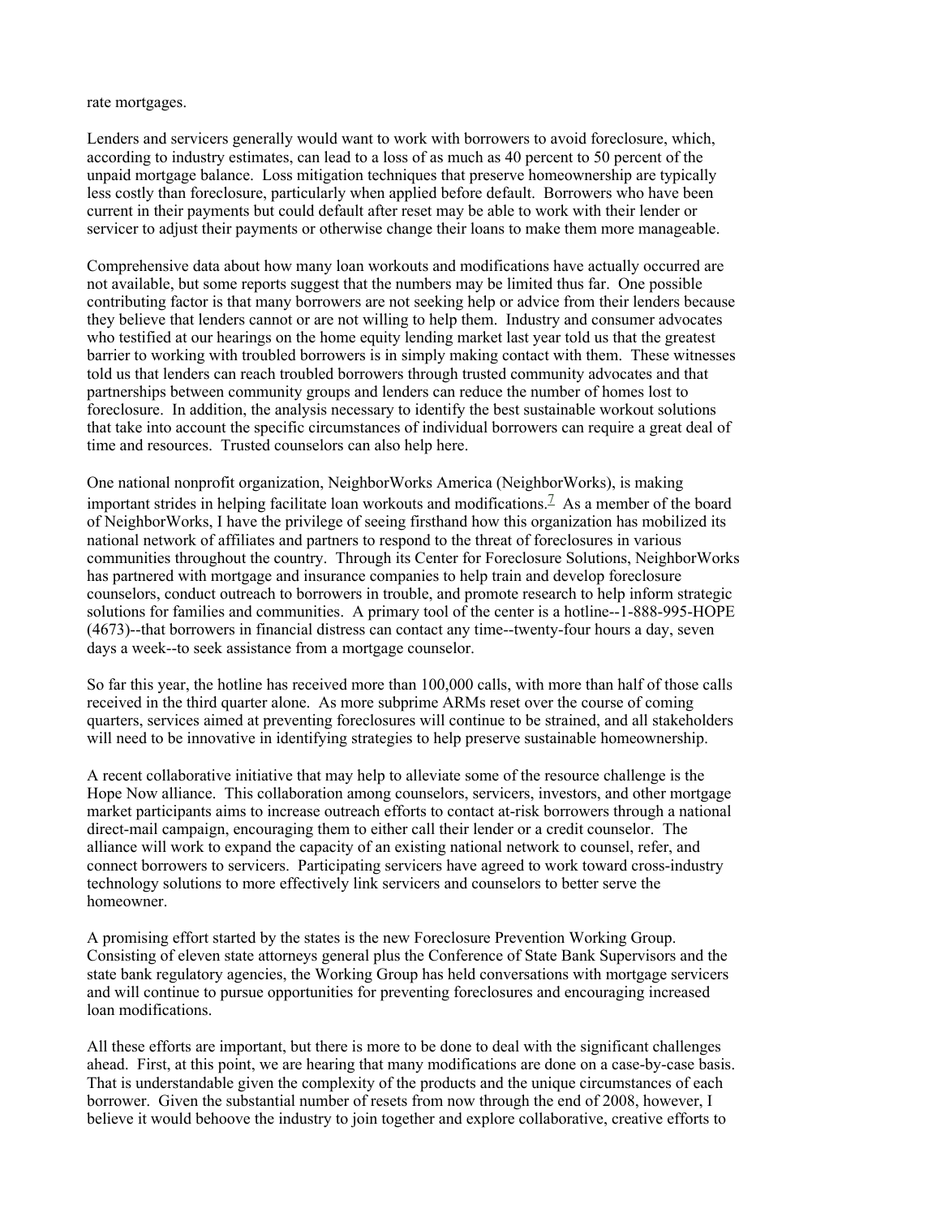rate mortgages.

Lenders and servicers generally would want to work with borrowers to avoid foreclosure, which, according to industry estimates, can lead to a loss of as much as 40 percent to 50 percent of the unpaid mortgage balance. Loss mitigation techniques that preserve homeownership are typically less costly than foreclosure, particularly when applied before default. Borrowers who have been current in their payments but could default after reset may be able to work with their lender or servicer to adjust their payments or otherwise change their loans to make them more manageable.

Comprehensive data about how many loan workouts and modifications have actually occurred are not available, but some reports suggest that the numbers may be limited thus far. One possible contributing factor is that many borrowers are not seeking help or advice from their lenders because they believe that lenders cannot or are not willing to help them. Industry and consumer advocates who testified at our hearings on the home equity lending market last year told us that the greatest barrier to working with troubled borrowers is in simply making contact with them. These witnesses told us that lenders can reach troubled borrowers through trusted community advocates and that partnerships between community groups and lenders can reduce the number of homes lost to foreclosure. In addition, the analysis necessary to identify the best sustainable workout solutions that take into account the specific circumstances of individual borrowers can require a great deal of time and resources. Trusted counselors can also help here.

One national nonprofit organization, NeighborWorks America (NeighborWorks), is making important strides in helping facilitate loan workouts and modifications.[7] As a member of the board of NeighborWorks, I have the privilege of seeing firsthand how this organization has mobilized its national network of affiliates and partners to respond to the threat of foreclosures in various communities throughout the country. Through its Center for Foreclosure Solutions, NeighborWorks has partnered with mortgage and insurance companies to help train and develop foreclosure counselors, conduct outreach to borrowers in trouble, and promote research to help inform strategic solutions for families and communities. A primary tool of the center is a hotline--1-888-995-HOPE (4673)--that borrowers in financial distress can contact any time--twenty-four hours a day, seven days a week--to seek assistance from a mortgage counselor.

So far this year, the hotline has received more than 100,000 calls, with more than half of those calls received in the third quarter alone. As more subprime ARMs reset over the course of coming quarters, services aimed at preventing foreclosures will continue to be strained, and all stakeholders will need to be innovative in identifying strategies to help preserve sustainable homeownership.

A recent collaborative initiative that may help to alleviate some of the resource challenge is the Hope Now alliance. This collaboration among counselors, servicers, investors, and other mortgage market participants aims to increase outreach efforts to contact at-risk borrowers through a national direct-mail campaign, encouraging them to either call their lender or a credit counselor. The alliance will work to expand the capacity of an existing national network to counsel, refer, and connect borrowers to servicers. Participating servicers have agreed to work toward cross-industry technology solutions to more effectively link servicers and counselors to better serve the homeowner.

A promising effort started by the states is the new Foreclosure Prevention Working Group. Consisting of eleven state attorneys general plus the Conference of State Bank Supervisors and the state bank regulatory agencies, the Working Group has held conversations with mortgage servicers and will continue to pursue opportunities for preventing foreclosures and encouraging increased loan modifications.

All these efforts are important, but there is more to be done to deal with the significant challenges ahead. First, at this point, we are hearing that many modifications are done on a case-by-case basis. That is understandable given the complexity of the products and the unique circumstances of each borrower. Given the substantial number of resets from now through the end of 2008, however, I believe it would behoove the industry to join together and explore collaborative, creative efforts to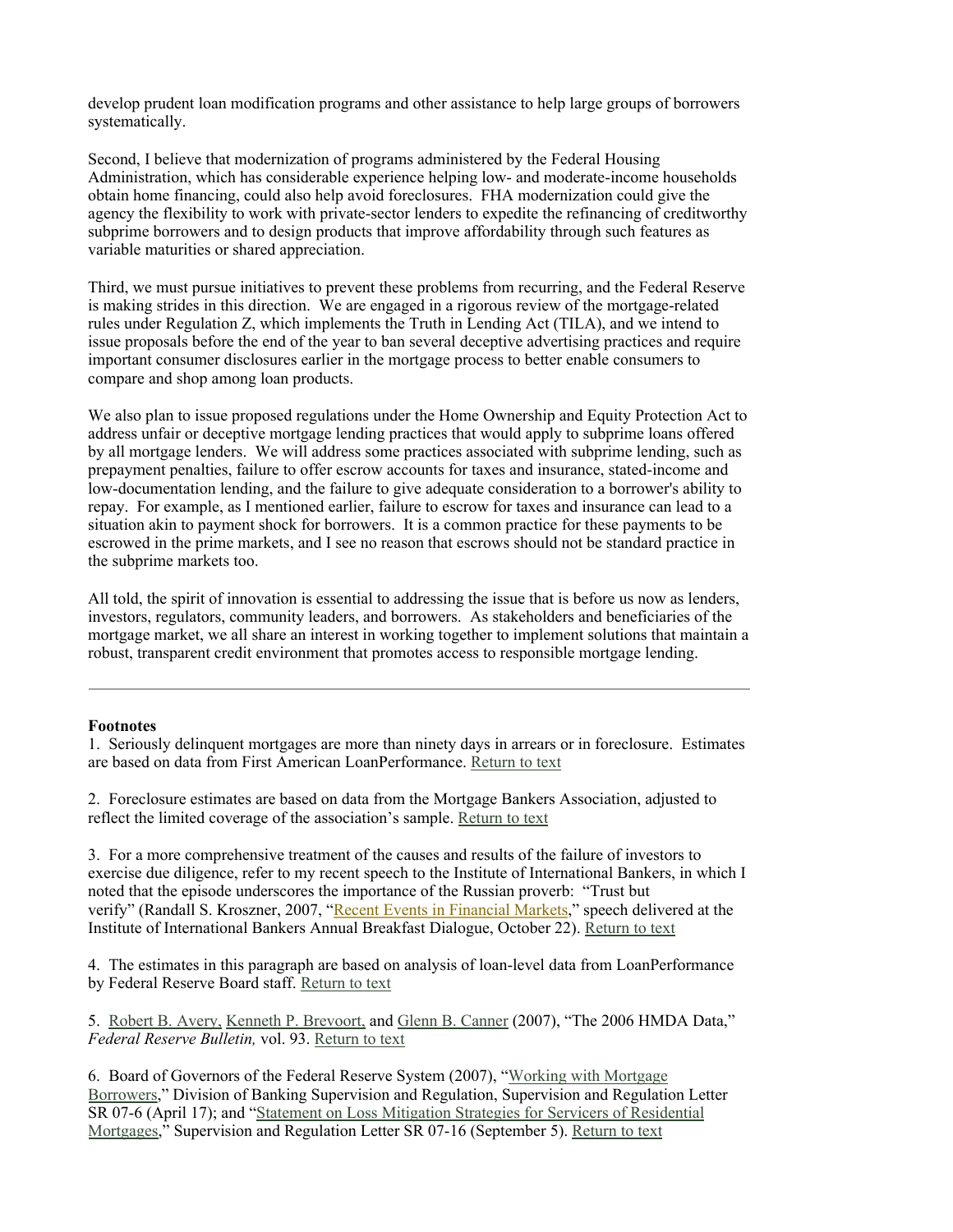develop prudent loan modification programs and other assistance to help large groups of borrowers systematically.

Second, I believe that modernization of programs administered by the Federal Housing Administration, which has considerable experience helping low- and moderate-income households obtain home financing, could also help avoid foreclosures. FHA modernization could give the agency the flexibility to work with private-sector lenders to expedite the refinancing of creditworthy subprime borrowers and to design products that improve affordability through such features as variable maturities or shared appreciation.

Third, we must pursue initiatives to prevent these problems from recurring, and the Federal Reserve is making strides in this direction. We are engaged in a rigorous review of the mortgage-related rules under Regulation Z, which implements the Truth in Lending Act (TILA), and we intend to issue proposals before the end of the year to ban several deceptive advertising practices and require important consumer disclosures earlier in the mortgage process to better enable consumers to compare and shop among loan products.

We also plan to issue proposed regulations under the Home Ownership and Equity Protection Act to address unfair or deceptive mortgage lending practices that would apply to subprime loans offered by all mortgage lenders. We will address some practices associated with subprime lending, such as prepayment penalties, failure to offer escrow accounts for taxes and insurance, stated-income and low-documentation lending, and the failure to give adequate consideration to a borrower's ability to repay. For example, as I mentioned earlier, failure to escrow for taxes and insurance can lead to a situation akin to payment shock for borrowers. It is a common practice for these payments to be escrowed in the prime markets, and I see no reason that escrows should not be standard practice in the subprime markets too.

All told, the spirit of innovation is essential to addressing the issue that is before us now as lenders, investors, regulators, community leaders, and borrowers. As stakeholders and beneficiaries of the mortgage market, we all share an interest in working together to implement solutions that maintain a robust, transparent credit environment that promotes access to responsible mortgage lending.

---

**Footnotes**

1. Seriously delinquent mortgages are more than ninety days in arrears or in foreclosure. Estimates are based on data from First American LoanPerformance. Return to text

2. Foreclosure estimates are based on data from the Mortgage Bankers Association, adjusted to reflect the limited coverage of the association's sample. Return to text

3. For a more comprehensive treatment of the causes and results of the failure of investors to exercise due diligence, refer to my recent speech to the Institute of International Bankers, in which I noted that the episode underscores the importance of the Russian proverb: "Trust but verify" (Randall S. Kroszner, 2007, "Recent Events in Financial Markets," speech delivered at the Institute of International Bankers Annual Breakfast Dialogue, October 22). Return to text

4. The estimates in this paragraph are based on analysis of loan-level data from LoanPerformance by Federal Reserve Board staff. Return to text

5. Robert B. Avery, Kenneth P. Brevoort, and Glenn B. Canner (2007), "The 2006 HMDA Data," *Federal Reserve Bulletin,* vol. 93. Return to text

6. Board of Governors of the Federal Reserve System (2007), "Working with Mortgage Borrowers," Division of Banking Supervision and Regulation, Supervision and Regulation Letter SR 07-6 (April 17); and "Statement on Loss Mitigation Strategies for Servicers of Residential Mortgages," Supervision and Regulation Letter SR 07-16 (September 5). Return to text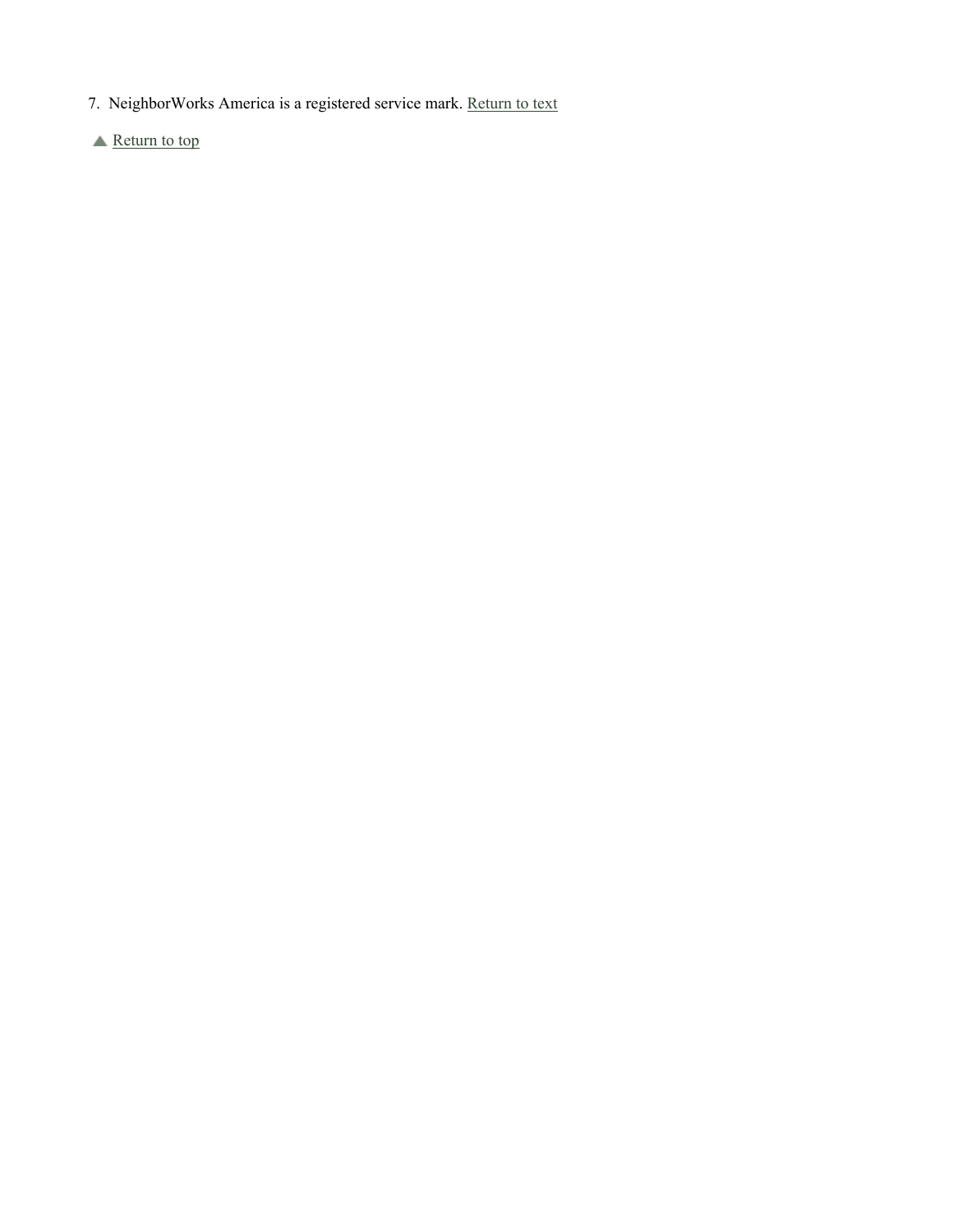7. NeighborWorks America is a registered service mark. Return to text

▲ Return to top